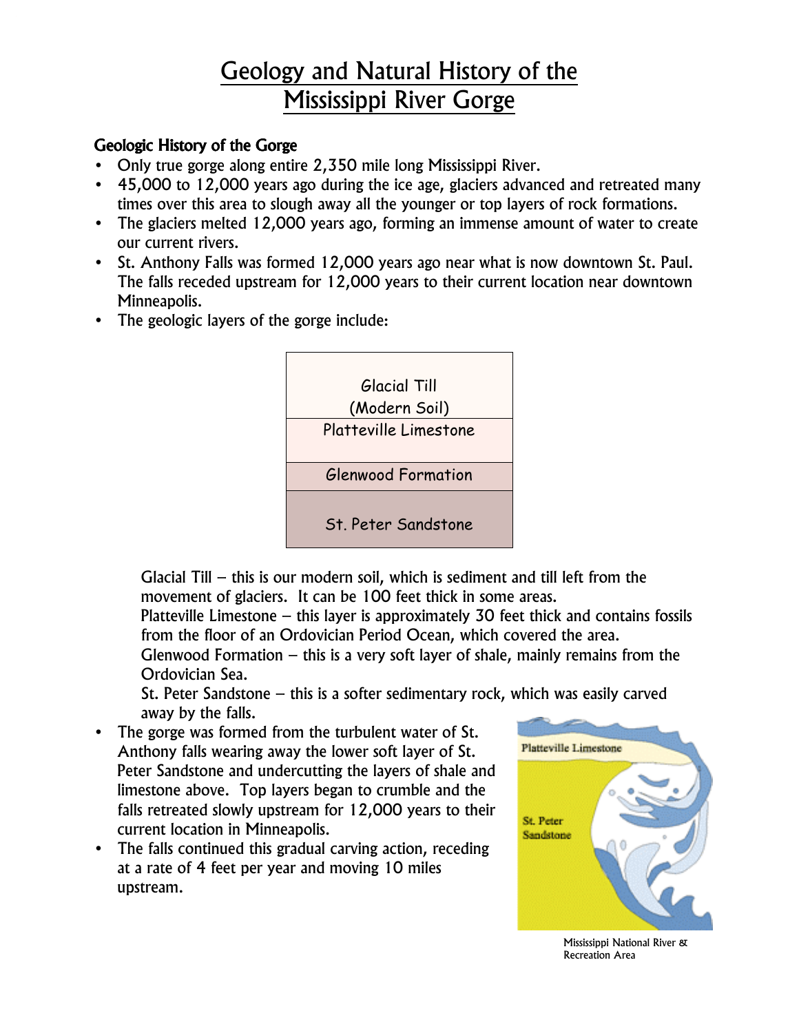# Geology and Natural History of the Mississippi River Gorge

## Geologic History of the Gorge

- Only true gorge along entire 2,350 mile long Mississippi River.
- 45,000 to 12,000 years ago during the ice age, glaciers advanced and retreated many times over this area to slough away all the younger or top layers of rock formations.
- The glaciers melted 12,000 years ago, forming an immense amount of water to create our current rivers.
- St. Anthony Falls was formed 12,000 years ago near what is now downtown St. Paul. The falls receded upstream for 12,000 years to their current location near downtown Minneapolis.
- The geologic layers of the gorge include:

| Glacial Till (Modern Soil) |
|---|
| Platteville Limestone |
| Glenwood Formation |
| St. Peter Sandstone |

Glacial Till – this is our modern soil, which is sediment and till left from the movement of glaciers. It can be 100 feet thick in some areas.
Platteville Limestone – this layer is approximately 30 feet thick and contains fossils from the floor of an Ordovician Period Ocean, which covered the area.
Glenwood Formation – this is a very soft layer of shale, mainly remains from the Ordovician Sea.
St. Peter Sandstone – this is a softer sedimentary rock, which was easily carved away by the falls.

- The gorge was formed from the turbulent water of St. Anthony falls wearing away the lower soft layer of St. Peter Sandstone and undercutting the layers of shale and limestone above. Top layers began to crumble and the falls retreated slowly upstream for 12,000 years to their current location in Minneapolis.
- The falls continued this gradual carving action, receding at a rate of 4 feet per year and moving 10 miles upstream.

Platteville Limestone

St. Peter Sandstone

Mississippi National River & Recreation Area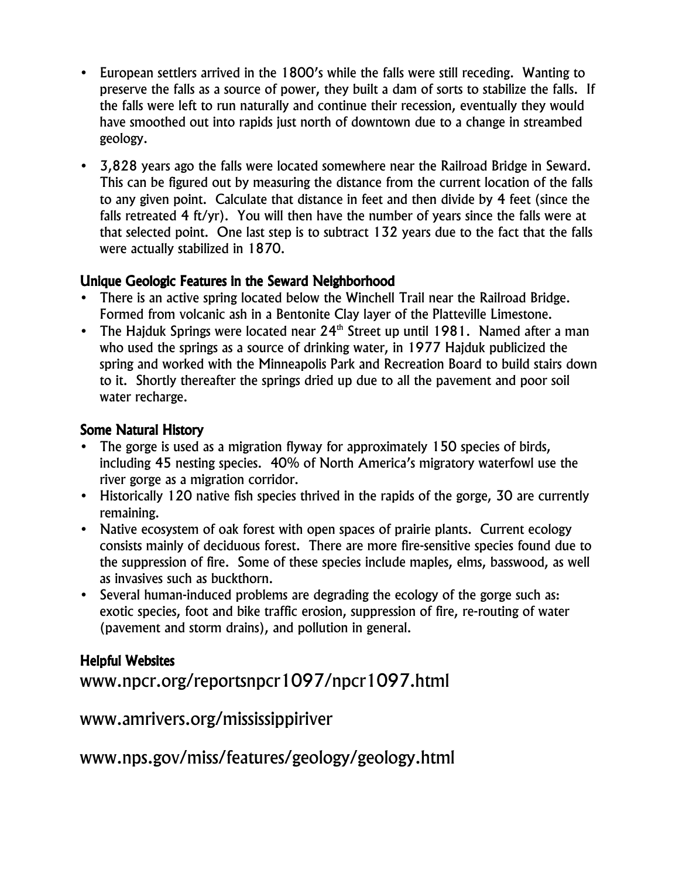- European settlers arrived in the 1800's while the falls were still receding. Wanting to preserve the falls as a source of power, they built a dam of sorts to stabilize the falls. If the falls were left to run naturally and continue their recession, eventually they would have smoothed out into rapids just north of downtown due to a change in streambed geology.
- 3,828 years ago the falls were located somewhere near the Railroad Bridge in Seward. This can be figured out by measuring the distance from the current location of the falls to any given point. Calculate that distance in feet and then divide by 4 feet (since the falls retreated 4 ft/yr). You will then have the number of years since the falls were at that selected point. One last step is to subtract 132 years due to the fact that the falls were actually stabilized in 1870.

### Unique Geologic Features in the Seward Neighborhood

- There is an active spring located below the Winchell Trail near the Railroad Bridge. Formed from volcanic ash in a Bentonite Clay layer of the Platteville Limestone.
- The Hajduk Springs were located near 24th Street up until 1981. Named after a man who used the springs as a source of drinking water, in 1977 Hajduk publicized the spring and worked with the Minneapolis Park and Recreation Board to build stairs down to it. Shortly thereafter the springs dried up due to all the pavement and poor soil water recharge.

### Some Natural History

- The gorge is used as a migration flyway for approximately 150 species of birds, including 45 nesting species. 40% of North America's migratory waterfowl use the river gorge as a migration corridor.
- Historically 120 native fish species thrived in the rapids of the gorge, 30 are currently remaining.
- Native ecosystem of oak forest with open spaces of prairie plants. Current ecology consists mainly of deciduous forest. There are more fire-sensitive species found due to the suppression of fire. Some of these species include maples, elms, basswood, as well as invasives such as buckthorn.
- Several human-induced problems are degrading the ecology of the gorge such as: exotic species, foot and bike traffic erosion, suppression of fire, re-routing of water (pavement and storm drains), and pollution in general.

### Helpful Websites

www.npcr.org/reportsnpcr1097/npcr1097.html

www.amrivers.org/mississippiriver

www.nps.gov/miss/features/geology/geology.html